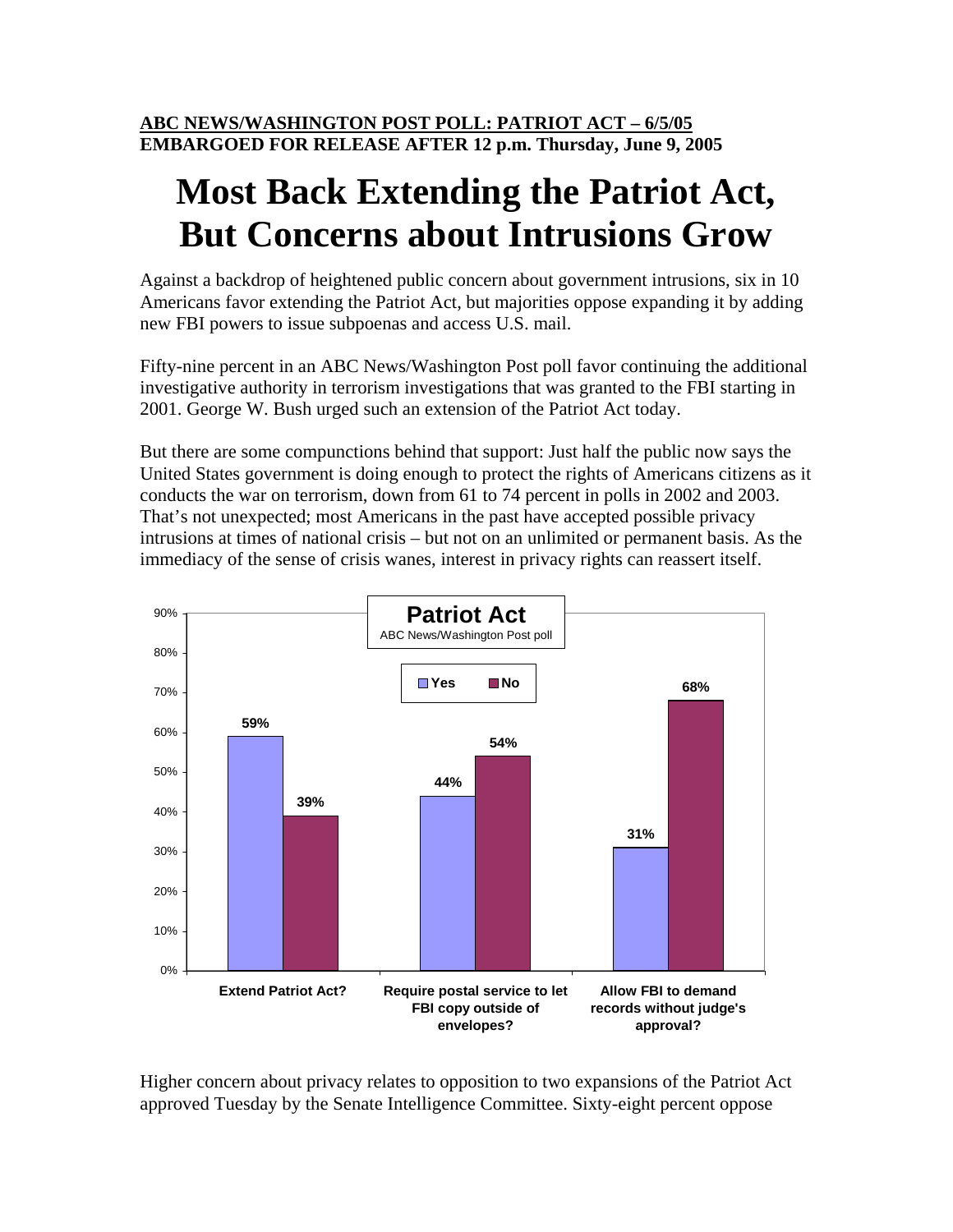**ABC NEWS/WASHINGTON POST POLL: PATRIOT ACT – 6/5/05**
**EMBARGOED FOR RELEASE AFTER 12 p.m. Thursday, June 9, 2005**

# Most Back Extending the Patriot Act, But Concerns about Intrusions Grow

Against a backdrop of heightened public concern about government intrusions, six in 10 Americans favor extending the Patriot Act, but majorities oppose expanding it by adding new FBI powers to issue subpoenas and access U.S. mail.

Fifty-nine percent in an ABC News/Washington Post poll favor continuing the additional investigative authority in terrorism investigations that was granted to the FBI starting in 2001. George W. Bush urged such an extension of the Patriot Act today.

But there are some compunctions behind that support: Just half the public now says the United States government is doing enough to protect the rights of Americans citizens as it conducts the war on terrorism, down from 61 to 74 percent in polls in 2002 and 2003. That's not unexpected; most Americans in the past have accepted possible privacy intrusions at times of national crisis – but not on an unlimited or permanent basis. As the immediacy of the sense of crisis wanes, interest in privacy rights can reassert itself.

**Patriot Act**
ABC News/Washington Post poll

| | Yes | No |
|---|---|---|
| Extend Patriot Act? | 59% | 39% |
| Require postal service to let FBI copy outside of envelopes? | 44% | 54% |
| Allow FBI to demand records without judge's approval? | 31% | 68% |

Higher concern about privacy relates to opposition to two expansions of the Patriot Act approved Tuesday by the Senate Intelligence Committee. Sixty-eight percent oppose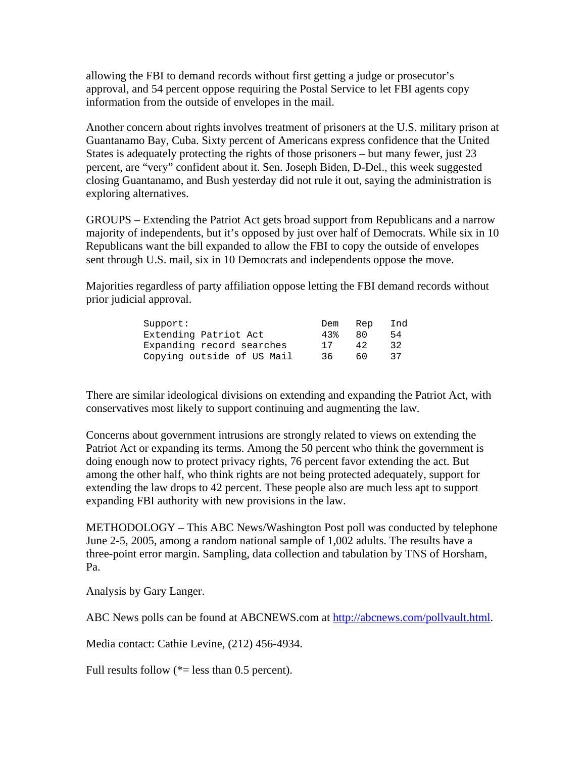allowing the FBI to demand records without first getting a judge or prosecutor's approval, and 54 percent oppose requiring the Postal Service to let FBI agents copy information from the outside of envelopes in the mail.

Another concern about rights involves treatment of prisoners at the U.S. military prison at Guantanamo Bay, Cuba. Sixty percent of Americans express confidence that the United States is adequately protecting the rights of those prisoners – but many fewer, just 23 percent, are "very" confident about it. Sen. Joseph Biden, D-Del., this week suggested closing Guantanamo, and Bush yesterday did not rule it out, saying the administration is exploring alternatives.

GROUPS – Extending the Patriot Act gets broad support from Republicans and a narrow majority of independents, but it's opposed by just over half of Democrats. While six in 10 Republicans want the bill expanded to allow the FBI to copy the outside of envelopes sent through U.S. mail, six in 10 Democrats and independents oppose the move.

Majorities regardless of party affiliation oppose letting the FBI demand records without prior judicial approval.

| Support: | Dem | Rep | Ind |
|---|---|---|---|
| Extending Patriot Act | 43% | 80 | 54 |
| Expanding record searches | 17 | 42 | 32 |
| Copying outside of US Mail | 36 | 60 | 37 |

There are similar ideological divisions on extending and expanding the Patriot Act, with conservatives most likely to support continuing and augmenting the law.

Concerns about government intrusions are strongly related to views on extending the Patriot Act or expanding its terms. Among the 50 percent who think the government is doing enough now to protect privacy rights, 76 percent favor extending the act. But among the other half, who think rights are not being protected adequately, support for extending the law drops to 42 percent. These people also are much less apt to support expanding FBI authority with new provisions in the law.

METHODOLOGY – This ABC News/Washington Post poll was conducted by telephone June 2-5, 2005, among a random national sample of 1,002 adults. The results have a three-point error margin. Sampling, data collection and tabulation by TNS of Horsham, Pa.

Analysis by Gary Langer.

ABC News polls can be found at ABCNEWS.com at http://abcnews.com/pollvault.html.

Media contact: Cathie Levine, (212) 456-4934.

Full results follow (*= less than 0.5 percent).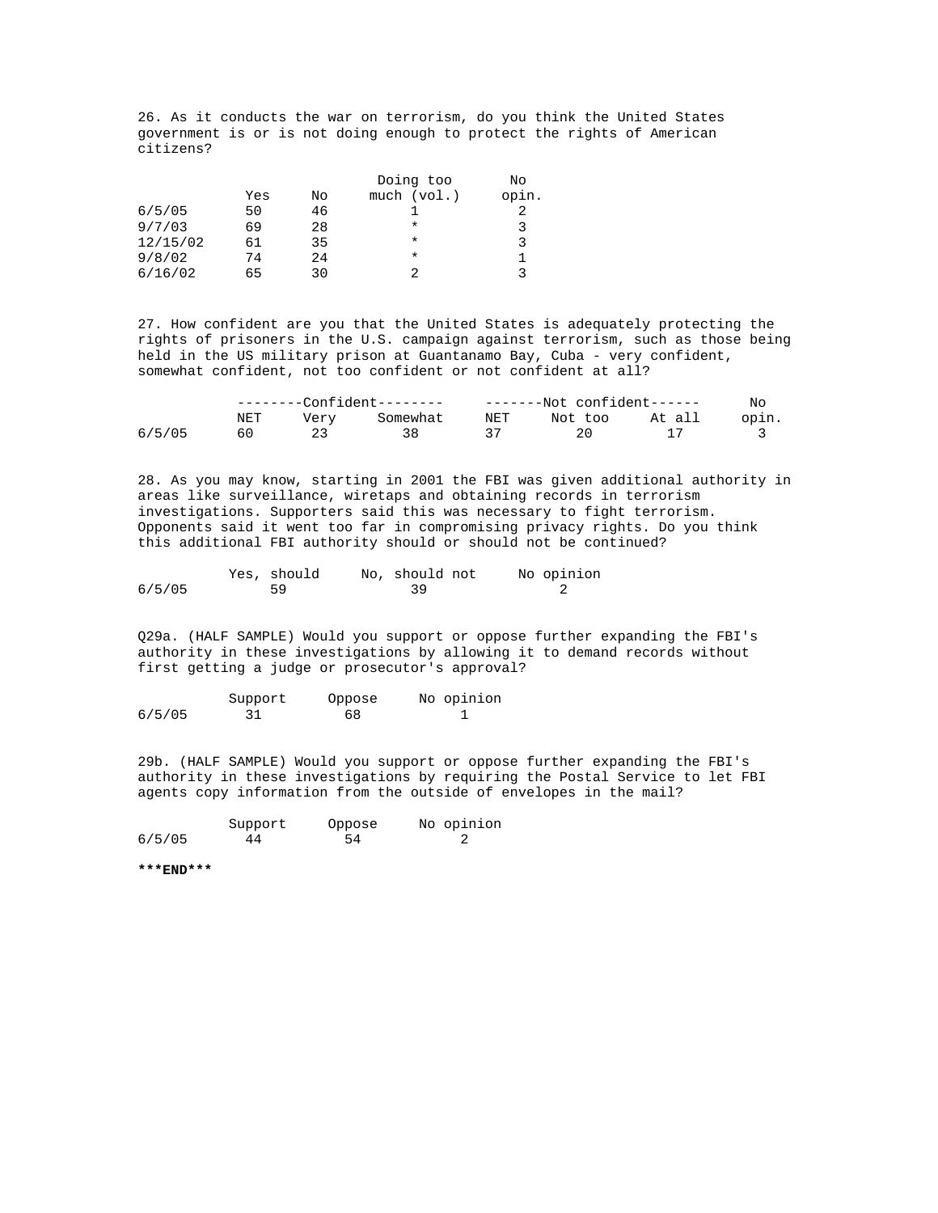26. As it conducts the war on terrorism, do you think the United States government is or is not doing enough to protect the rights of American citizens?

| | Yes | No | Doing too much (vol.) | No opin. |
|---|---|---|---|---|
| 6/5/05 | 50 | 46 | 1 | 2 |
| 9/7/03 | 69 | 28 | * | 3 |
| 12/15/02 | 61 | 35 | * | 3 |
| 9/8/02 | 74 | 24 | * | 1 |
| 6/16/02 | 65 | 30 | 2 | 3 |

27. How confident are you that the United States is adequately protecting the rights of prisoners in the U.S. campaign against terrorism, such as those being held in the US military prison at Guantanamo Bay, Cuba - very confident, somewhat confident, not too confident or not confident at all?

| | --------Confident-------- | | | -------Not confident------ | | | No |
|---|---|---|---|---|---|---|---|
| | NET | Very | Somewhat | NET | Not too | At all | opin. |
| 6/5/05 | 60 | 23 | 38 | 37 | 20 | 17 | 3 |

28. As you may know, starting in 2001 the FBI was given additional authority in areas like surveillance, wiretaps and obtaining records in terrorism investigations. Supporters said this was necessary to fight terrorism. Opponents said it went too far in compromising privacy rights. Do you think this additional FBI authority should or should not be continued?

| | Yes, should | No, should not | No opinion |
|---|---|---|---|
| 6/5/05 | 59 | 39 | 2 |

Q29a. (HALF SAMPLE) Would you support or oppose further expanding the FBI's authority in these investigations by allowing it to demand records without first getting a judge or prosecutor's approval?

| | Support | Oppose | No opinion |
|---|---|---|---|
| 6/5/05 | 31 | 68 | 1 |

29b. (HALF SAMPLE) Would you support or oppose further expanding the FBI's authority in these investigations by requiring the Postal Service to let FBI agents copy information from the outside of envelopes in the mail?

| | Support | Oppose | No opinion |
|---|---|---|---|
| 6/5/05 | 44 | 54 | 2 |

**\*\*\*END\*\*\***